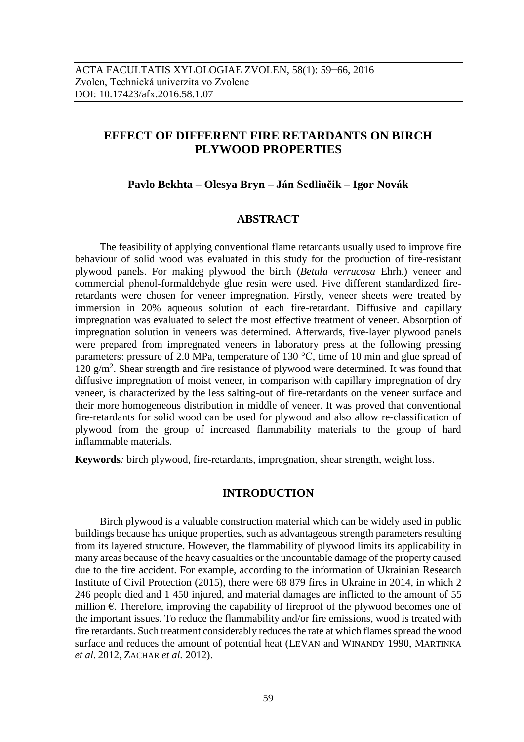ACTA FACULTATIS XYLOLOGIAE ZVOLEN, 58(1): 59−66, 2016
Zvolen, Technická univerzita vo Zvolene
DOI: 10.17423/afx.2016.58.1.07

# EFFECT OF DIFFERENT FIRE RETARDANTS ON BIRCH PLYWOOD PROPERTIES

**Pavlo Bekhta – Olesya Bryn – Ján Sedliačik – Igor Novák**

## ABSTRACT

The feasibility of applying conventional flame retardants usually used to improve fire behaviour of solid wood was evaluated in this study for the production of fire-resistant plywood panels. For making plywood the birch (*Betula verrucosa* Ehrh.) veneer and commercial phenol-formaldehyde glue resin were used. Five different standardized fire-retardants were chosen for veneer impregnation. Firstly, veneer sheets were treated by immersion in 20% aqueous solution of each fire-retardant. Diffusive and capillary impregnation was evaluated to select the most effective treatment of veneer. Absorption of impregnation solution in veneers was determined. Afterwards, five-layer plywood panels were prepared from impregnated veneers in laboratory press at the following pressing parameters: pressure of 2.0 MPa, temperature of 130 °C, time of 10 min and glue spread of 120 g/m$^2$. Shear strength and fire resistance of plywood were determined. It was found that diffusive impregnation of moist veneer, in comparison with capillary impregnation of dry veneer, is characterized by the less salting-out of fire-retardants on the veneer surface and their more homogeneous distribution in middle of veneer. It was proved that conventional fire-retardants for solid wood can be used for plywood and also allow re-classification of plywood from the group of increased flammability materials to the group of hard inflammable materials.

**Keywords***:* birch plywood, fire-retardants, impregnation, shear strength, weight loss.

## INTRODUCTION

Birch plywood is a valuable construction material which can be widely used in public buildings because has unique properties, such as advantageous strength parameters resulting from its layered structure. However, the flammability of plywood limits its applicability in many areas because of the heavy casualties or the uncountable damage of the property caused due to the fire accident. For example, according to the information of Ukrainian Research Institute of Civil Protection (2015), there were 68 879 fires in Ukraine in 2014, in which 2 246 people died and 1 450 injured, and material damages are inflicted to the amount of 55 million €. Therefore, improving the capability of fireproof of the plywood becomes one of the important issues. To reduce the flammability and/or fire emissions, wood is treated with fire retardants. Such treatment considerably reduces the rate at which flames spread the wood surface and reduces the amount of potential heat (LeVan and Winandy 1990, Martinka *et al*. 2012, Zachar *et al.* 2012).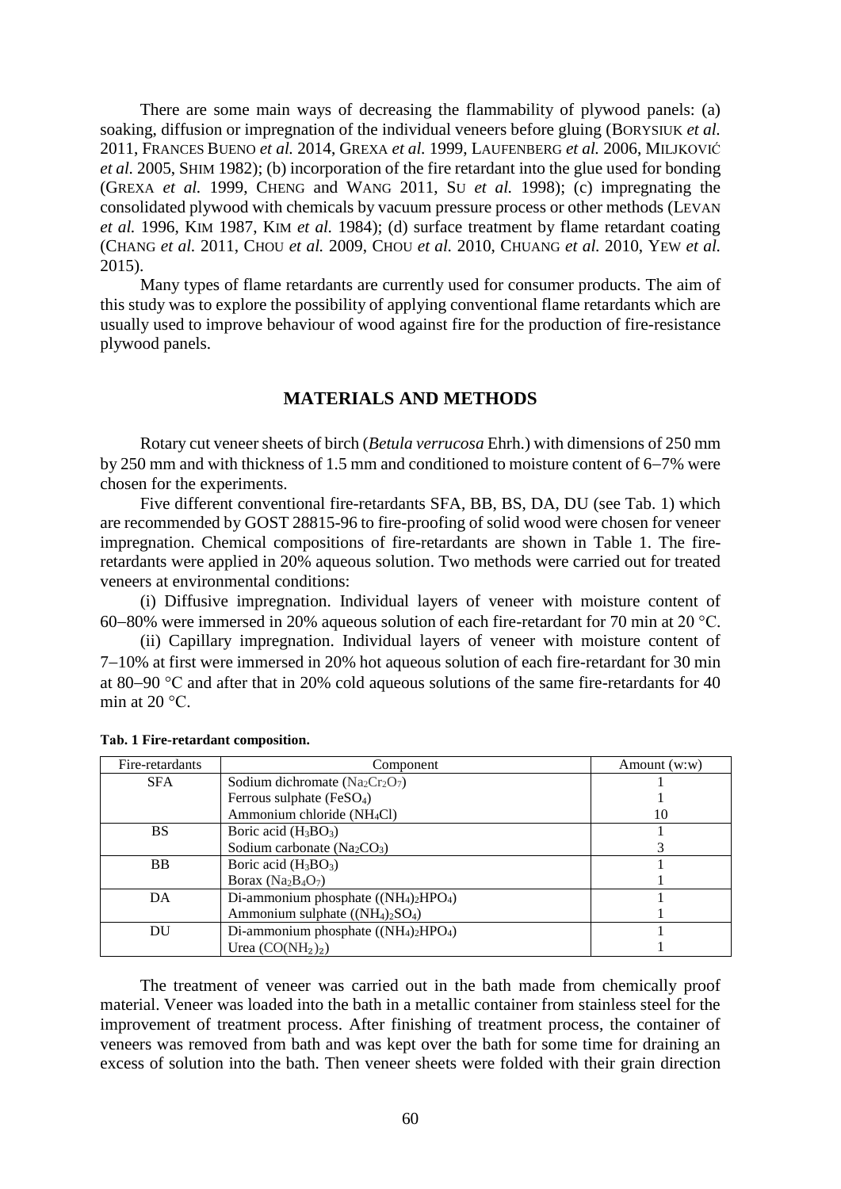There are some main ways of decreasing the flammability of plywood panels: (a) soaking, diffusion or impregnation of the individual veneers before gluing (BORYSIUK *et al.* 2011, FRANCES BUENO *et al.* 2014, GREXA *et al.* 1999, LAUFENBERG *et al.* 2006, MILJKOVIĆ *et al.* 2005, SHIM 1982); (b) incorporation of the fire retardant into the glue used for bonding (GREXA *et al.* 1999, CHENG and WANG 2011, SU *et al.* 1998); (c) impregnating the consolidated plywood with chemicals by vacuum pressure process or other methods (LEVAN *et al.* 1996, KIM 1987, KIM *et al.* 1984); (d) surface treatment by flame retardant coating (CHANG *et al.* 2011, CHOU *et al.* 2009, CHOU *et al.* 2010, CHUANG *et al.* 2010, YEW *et al.* 2015).

Many types of flame retardants are currently used for consumer products. The aim of this study was to explore the possibility of applying conventional flame retardants which are usually used to improve behaviour of wood against fire for the production of fire-resistance plywood panels.

## MATERIALS AND METHODS

Rotary cut veneer sheets of birch (*Betula verrucosa* Ehrh.) with dimensions of 250 mm by 250 mm and with thickness of 1.5 mm and conditioned to moisture content of 6−7% were chosen for the experiments.

Five different conventional fire-retardants SFA, BB, BS, DA, DU (see Tab. 1) which are recommended by GOST 28815-96 to fire-proofing of solid wood were chosen for veneer impregnation. Chemical compositions of fire-retardants are shown in Table 1. The fire-retardants were applied in 20% aqueous solution. Two methods were carried out for treated veneers at environmental conditions:

(i) Diffusive impregnation. Individual layers of veneer with moisture content of 60−80% were immersed in 20% aqueous solution of each fire-retardant for 70 min at 20 °C.

(ii) Capillary impregnation. Individual layers of veneer with moisture content of 7−10% at first were immersed in 20% hot aqueous solution of each fire-retardant for 30 min at 80−90 °C and after that in 20% cold aqueous solutions of the same fire-retardants for 40 min at 20 °C.

**Tab. 1 Fire-retardant composition.**

| Fire-retardants | Component | Amount (w:w) |
|---|---|---|
| SFA | Sodium dichromate ($Na_2Cr_2O_7$) | 1 |
| | Ferrous sulphate ($FeSO_4$) | 1 |
| | Ammonium chloride ($NH_4Cl$) | 10 |
| BS | Boric acid ($H_3BO_3$) | 1 |
| | Sodium carbonate ($Na_2CO_3$) | 3 |
| BB | Boric acid ($H_3BO_3$) | 1 |
| | Borax ($Na_2B_4O_7$) | 1 |
| DA | Di-ammonium phosphate ($(NH_4)_2HPO_4$) | 1 |
| | Ammonium sulphate ($(NH_4)_2SO_4$) | 1 |
| DU | Di-ammonium phosphate ($(NH_4)_2HPO_4$) | 1 |
| | Urea ($CO(NH_2)_2$) | 1 |

The treatment of veneer was carried out in the bath made from chemically proof material. Veneer was loaded into the bath in a metallic container from stainless steel for the improvement of treatment process. After finishing of treatment process, the container of veneers was removed from bath and was kept over the bath for some time for draining an excess of solution into the bath. Then veneer sheets were folded with their grain direction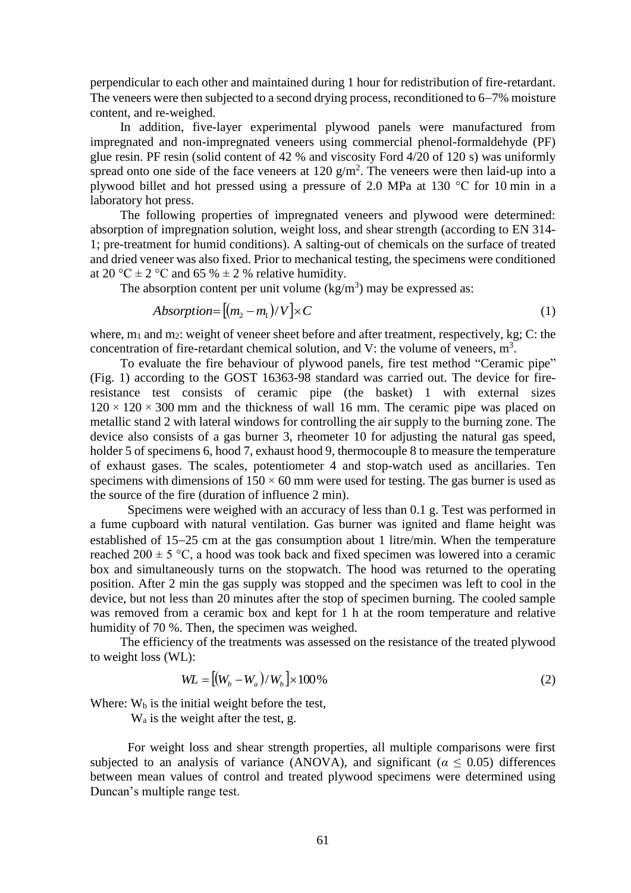perpendicular to each other and maintained during 1 hour for redistribution of fire-retardant. The veneers were then subjected to a second drying process, reconditioned to 6–7% moisture content, and re-weighed.

In addition, five-layer experimental plywood panels were manufactured from impregnated and non-impregnated veneers using commercial phenol-formaldehyde (PF) glue resin. PF resin (solid content of 42 % and viscosity Ford 4/20 of 120 s) was uniformly spread onto one side of the face veneers at 120 g/m$^2$. The veneers were then laid-up into a plywood billet and hot pressed using a pressure of 2.0 MPa at 130 °C for 10 min in a laboratory hot press.

The following properties of impregnated veneers and plywood were determined: absorption of impregnation solution, weight loss, and shear strength (according to EN 314-1; pre-treatment for humid conditions). A salting-out of chemicals on the surface of treated and dried veneer was also fixed. Prior to mechanical testing, the specimens were conditioned at 20 °C ± 2 °C and 65 % ± 2 % relative humidity.

The absorption content per unit volume (kg/m$^3$) may be expressed as:

$$Absorption = \left[(m_2 - m_1)/V\right] \times C \tag{1}$$

where, $m_1$ and $m_2$: weight of veneer sheet before and after treatment, respectively, kg; C: the concentration of fire-retardant chemical solution, and V: the volume of veneers, m$^3$.

To evaluate the fire behaviour of plywood panels, fire test method "Ceramic pipe" (Fig. 1) according to the GOST 16363-98 standard was carried out. The device for fire-resistance test consists of ceramic pipe (the basket) 1 with external sizes 120 × 120 × 300 mm and the thickness of wall 16 mm. The ceramic pipe was placed on metallic stand 2 with lateral windows for controlling the air supply to the burning zone. The device also consists of a gas burner 3, rheometer 10 for adjusting the natural gas speed, holder 5 of specimens 6, hood 7, exhaust hood 9, thermocouple 8 to measure the temperature of exhaust gases. The scales, potentiometer 4 and stop-watch used as ancillaries. Ten specimens with dimensions of 150 × 60 mm were used for testing. The gas burner is used as the source of the fire (duration of influence 2 min).

Specimens were weighed with an accuracy of less than 0.1 g. Test was performed in a fume cupboard with natural ventilation. Gas burner was ignited and flame height was established of 15–25 cm at the gas consumption about 1 litre/min. When the temperature reached 200 ± 5 °C, a hood was took back and fixed specimen was lowered into a ceramic box and simultaneously turns on the stopwatch. The hood was returned to the operating position. After 2 min the gas supply was stopped and the specimen was left to cool in the device, but not less than 20 minutes after the stop of specimen burning. The cooled sample was removed from a ceramic box and kept for 1 h at the room temperature and relative humidity of 70 %. Then, the specimen was weighed.

The efficiency of the treatments was assessed on the resistance of the treated plywood to weight loss (WL):

$$WL = \left[(W_b - W_a)/W_b\right] \times 100\% \tag{2}$$

Where: $W_b$ is the initial weight before the test,
$W_a$ is the weight after the test, g.

For weight loss and shear strength properties, all multiple comparisons were first subjected to an analysis of variance (ANOVA), and significant ($\alpha \leq 0.05$) differences between mean values of control and treated plywood specimens were determined using Duncan's multiple range test.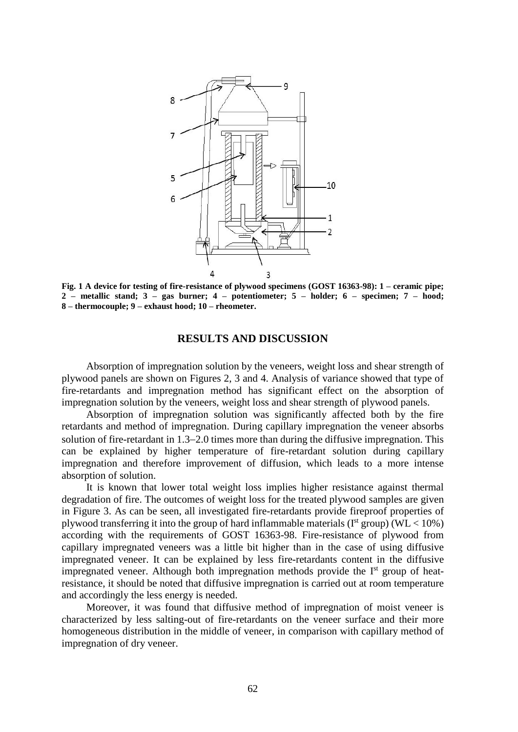**Fig. 1 A device for testing of fire-resistance of plywood specimens (GOST 16363-98): 1 – ceramic pipe; 2 – metallic stand; 3 – gas burner; 4 – potentiometer; 5 – holder; 6 – specimen; 7 – hood; 8 – thermocouple; 9 – exhaust hood; 10 – rheometer.**

## RESULTS AND DISCUSSION

Absorption of impregnation solution by the veneers, weight loss and shear strength of plywood panels are shown on Figures 2, 3 and 4. Analysis of variance showed that type of fire-retardants and impregnation method has significant effect on the absorption of impregnation solution by the veneers, weight loss and shear strength of plywood panels.

Absorption of impregnation solution was significantly affected both by the fire retardants and method of impregnation. During capillary impregnation the veneer absorbs solution of fire-retardant in 1.3–2.0 times more than during the diffusive impregnation. This can be explained by higher temperature of fire-retardant solution during capillary impregnation and therefore improvement of diffusion, which leads to a more intense absorption of solution.

It is known that lower total weight loss implies higher resistance against thermal degradation of fire. The outcomes of weight loss for the treated plywood samples are given in Figure 3. As can be seen, all investigated fire-retardants provide fireproof properties of plywood transferring it into the group of hard inflammable materials (I$^{st}$ group) (WL < 10%) according with the requirements of GOST 16363-98. Fire-resistance of plywood from capillary impregnated veneers was a little bit higher than in the case of using diffusive impregnated veneer. It can be explained by less fire-retardants content in the diffusive impregnated veneer. Although both impregnation methods provide the I$^{st}$ group of heat-resistance, it should be noted that diffusive impregnation is carried out at room temperature and accordingly the less energy is needed.

Moreover, it was found that diffusive method of impregnation of moist veneer is characterized by less salting-out of fire-retardants on the veneer surface and their more homogeneous distribution in the middle of veneer, in comparison with capillary method of impregnation of dry veneer.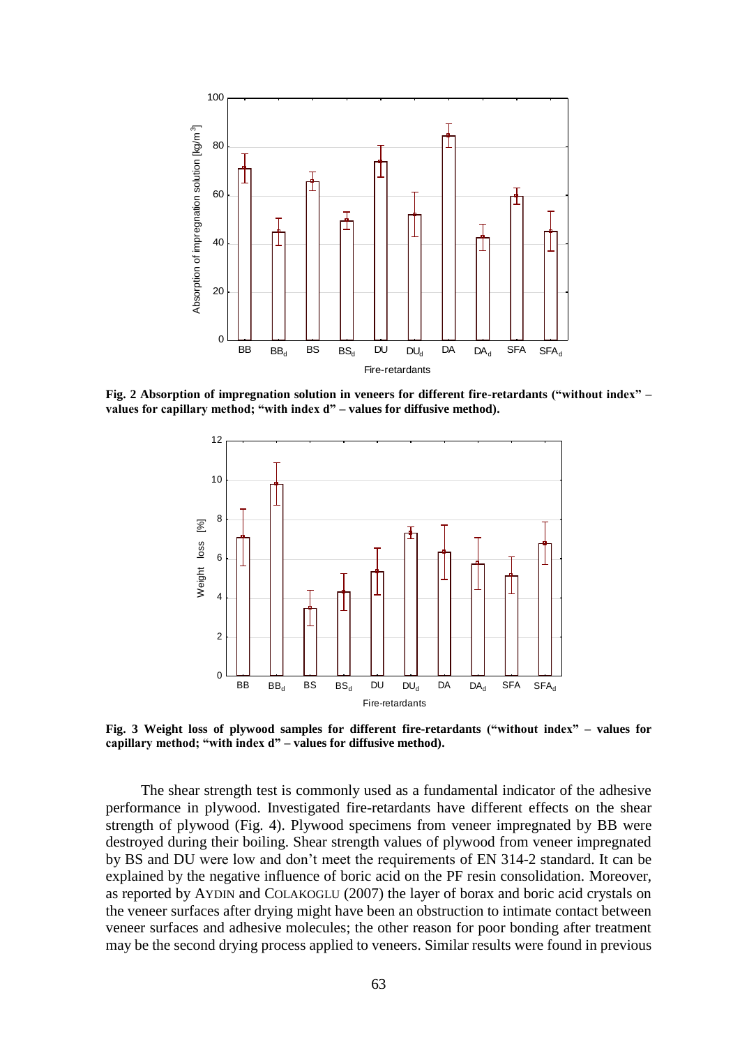**Fig. 2 Absorption of impregnation solution in veneers for different fire-retardants ("without index" – values for capillary method; "with index d" – values for diffusive method).**

**Fig. 3 Weight loss of plywood samples for different fire-retardants ("without index" – values for capillary method; "with index d" – values for diffusive method).**

The shear strength test is commonly used as a fundamental indicator of the adhesive performance in plywood. Investigated fire-retardants have different effects on the shear strength of plywood (Fig. 4). Plywood specimens from veneer impregnated by BB were destroyed during their boiling. Shear strength values of plywood from veneer impregnated by BS and DU were low and don't meet the requirements of EN 314-2 standard. It can be explained by the negative influence of boric acid on the PF resin consolidation. Moreover, as reported by AYDIN and COLAKOGLU (2007) the layer of borax and boric acid crystals on the veneer surfaces after drying might have been an obstruction to intimate contact between veneer surfaces and adhesive molecules; the other reason for poor bonding after treatment may be the second drying process applied to veneers. Similar results were found in previous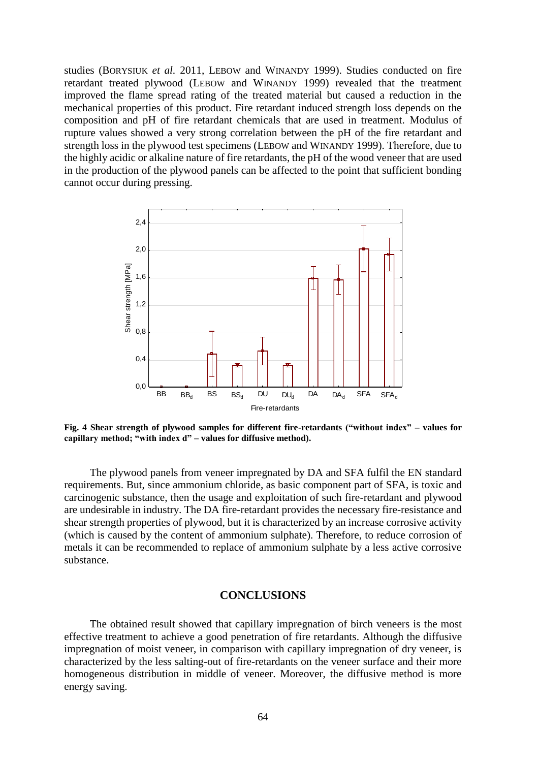studies (BORYSIUK *et al.* 2011, LEBOW and WINANDY 1999). Studies conducted on fire retardant treated plywood (LEBOW and WINANDY 1999) revealed that the treatment improved the flame spread rating of the treated material but caused a reduction in the mechanical properties of this product. Fire retardant induced strength loss depends on the composition and pH of fire retardant chemicals that are used in treatment. Modulus of rupture values showed a very strong correlation between the pH of the fire retardant and strength loss in the plywood test specimens (LEBOW and WINANDY 1999). Therefore, due to the highly acidic or alkaline nature of fire retardants, the pH of the wood veneer that are used in the production of the plywood panels can be affected to the point that sufficient bonding cannot occur during pressing.

**Fig. 4 Shear strength of plywood samples for different fire-retardants ("without index" – values for capillary method; "with index d" – values for diffusive method).**

The plywood panels from veneer impregnated by DA and SFA fulfil the EN standard requirements. But, since ammonium chloride, as basic component part of SFA, is toxic and carcinogenic substance, then the usage and exploitation of such fire-retardant and plywood are undesirable in industry. The DA fire-retardant provides the necessary fire-resistance and shear strength properties of plywood, but it is characterized by an increase corrosive activity (which is caused by the content of ammonium sulphate). Therefore, to reduce corrosion of metals it can be recommended to replace of ammonium sulphate by a less active corrosive substance.

## CONCLUSIONS

The obtained result showed that capillary impregnation of birch veneers is the most effective treatment to achieve a good penetration of fire retardants. Although the diffusive impregnation of moist veneer, in comparison with capillary impregnation of dry veneer, is characterized by the less salting-out of fire-retardants on the veneer surface and their more homogeneous distribution in middle of veneer. Moreover, the diffusive method is more energy saving.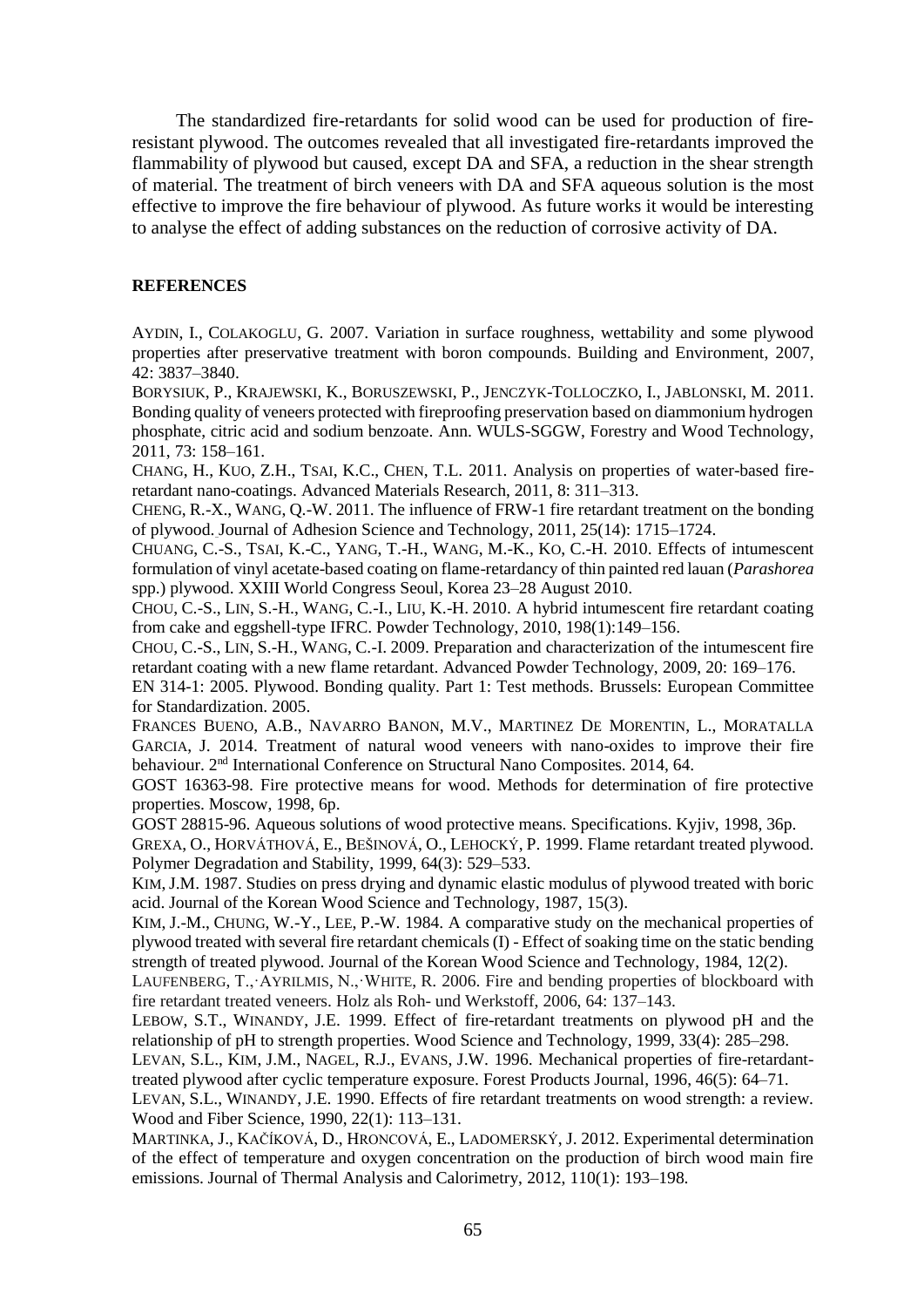The standardized fire-retardants for solid wood can be used for production of fire-resistant plywood. The outcomes revealed that all investigated fire-retardants improved the flammability of plywood but caused, except DA and SFA, a reduction in the shear strength of material. The treatment of birch veneers with DA and SFA aqueous solution is the most effective to improve the fire behaviour of plywood. As future works it would be interesting to analyse the effect of adding substances on the reduction of corrosive activity of DA.

## REFERENCES

AYDIN, I., COLAKOGLU, G. 2007. Variation in surface roughness, wettability and some plywood properties after preservative treatment with boron compounds. Building and Environment, 2007, 42: 3837–3840.

BORYSIUK, P., KRAJEWSKI, K., BORUSZEWSKI, P., JENCZYK-TOLLOCZKO, I., JABLONSKI, M. 2011. Bonding quality of veneers protected with fireproofing preservation based on diammonium hydrogen phosphate, citric acid and sodium benzoate. Ann. WULS-SGGW, Forestry and Wood Technology, 2011, 73: 158–161.

CHANG, H., KUO, Z.H., TSAI, K.C., CHEN, T.L. 2011. Analysis on properties of water-based fire-retardant nano-coatings. Advanced Materials Research, 2011, 8: 311–313.

CHENG, R.-X., WANG, Q.-W. 2011. The influence of FRW-1 fire retardant treatment on the bonding of plywood. Journal of Adhesion Science and Technology, 2011, 25(14): 1715–1724.

CHUANG, C.-S., TSAI, K.-C., YANG, T.-H., WANG, M.-K., KO, C.-H. 2010. Effects of intumescent formulation of vinyl acetate-based coating on flame-retardancy of thin painted red lauan (*Parashorea* spp.) plywood. XXIII World Congress Seoul, Korea 23–28 August 2010.

CHOU, C.-S., LIN, S.-H., WANG, C.-I., LIU, K.-H. 2010. A hybrid intumescent fire retardant coating from cake and eggshell-type IFRC. Powder Technology, 2010, 198(1):149–156.

CHOU, C.-S., LIN, S.-H., WANG, C.-I. 2009. Preparation and characterization of the intumescent fire retardant coating with a new flame retardant. Advanced Powder Technology, 2009, 20: 169–176.

EN 314-1: 2005. Plywood. Bonding quality. Part 1: Test methods. Brussels: European Committee for Standardization. 2005.

FRANCES BUENO, A.B., NAVARRO BANON, M.V., MARTINEZ DE MORENTIN, L., MORATALLA GARCIA, J. 2014. Treatment of natural wood veneers with nano-oxides to improve their fire behaviour. 2nd International Conference on Structural Nano Composites. 2014, 64.

GOST 16363-98. Fire protective means for wood. Methods for determination of fire protective properties. Moscow, 1998, 6p.

GOST 28815-96. Aqueous solutions of wood protective means. Specifications. Kyjiv, 1998, 36p.

GREXA, O., HORVÁTHOVÁ, E., BEŠINOVÁ, O., LEHOCKÝ, P. 1999. Flame retardant treated plywood. Polymer Degradation and Stability, 1999, 64(3): 529–533.

KIM, J.M. 1987. Studies on press drying and dynamic elastic modulus of plywood treated with boric acid. Journal of the Korean Wood Science and Technology, 1987, 15(3).

KIM, J.-M., CHUNG, W.-Y., LEE, P.-W. 1984. A comparative study on the mechanical properties of plywood treated with several fire retardant chemicals (I) - Effect of soaking time on the static bending strength of treated plywood. Journal of the Korean Wood Science and Technology, 1984, 12(2).

LAUFENBERG, T., AYRILMIS, N., WHITE, R. 2006. Fire and bending properties of blockboard with fire retardant treated veneers. Holz als Roh- und Werkstoff, 2006, 64: 137–143.

LEBOW, S.T., WINANDY, J.E. 1999. Effect of fire-retardant treatments on plywood pH and the relationship of pH to strength properties. Wood Science and Technology, 1999, 33(4): 285–298.

LEVAN, S.L., KIM, J.M., NAGEL, R.J., EVANS, J.W. 1996. Mechanical properties of fire-retardant-treated plywood after cyclic temperature exposure. Forest Products Journal, 1996, 46(5): 64–71.

LEVAN, S.L., WINANDY, J.E. 1990. Effects of fire retardant treatments on wood strength: a review. Wood and Fiber Science, 1990, 22(1): 113–131.

MARTINKA, J., KAČÍKOVÁ, D., HRONCOVÁ, E., LADOMERSKÝ, J. 2012. Experimental determination of the effect of temperature and oxygen concentration on the production of birch wood main fire emissions. Journal of Thermal Analysis and Calorimetry, 2012, 110(1): 193–198.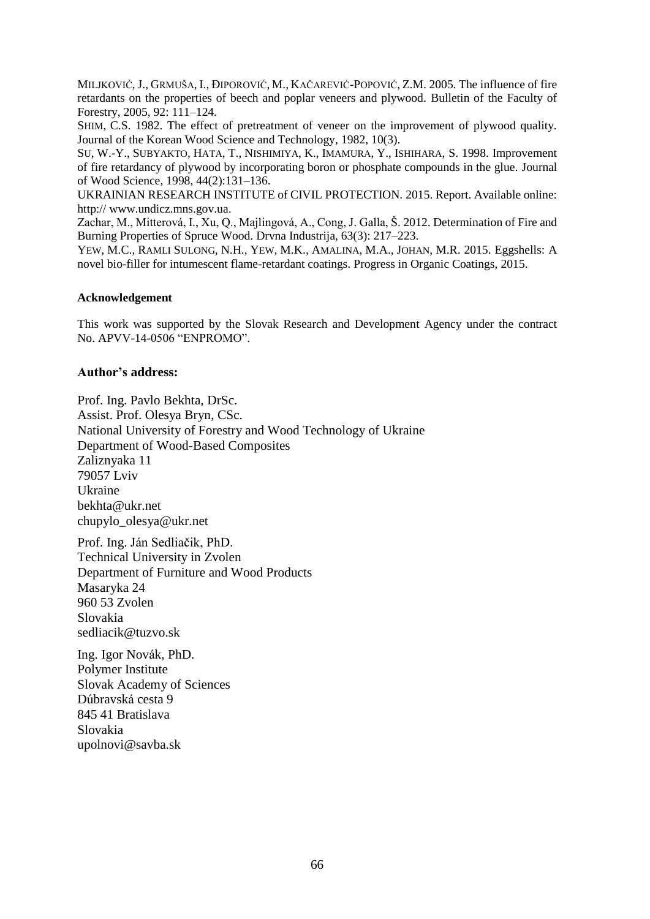MILJKOVIĆ, J., GRMUŠA, I., ĐIPOROVIĆ, M., KAČAREVIĆ-POPOVIĆ, Z.M. 2005. The influence of fire retardants on the properties of beech and poplar veneers and plywood. Bulletin of the Faculty of Forestry, 2005, 92: 111–124.

SHIM, C.S. 1982. The effect of pretreatment of veneer on the improvement of plywood quality. Journal of the Korean Wood Science and Technology, 1982, 10(3).

SU, W.-Y., SUBYAKTO, HATA, T., NISHIMIYA, K., IMAMURA, Y., ISHIHARA, S. 1998. Improvement of fire retardancy of plywood by incorporating boron or phosphate compounds in the glue. Journal of Wood Science, 1998, 44(2):131–136.

UKRAINIAN RESEARCH INSTITUTE of CIVIL PROTECTION. 2015. Report. Available online: http:// www.undicz.mns.gov.ua.

Zachar, M., Mitterová, I., Xu, Q., Majlingová, A., Cong, J. Galla, Š. 2012. Determination of Fire and Burning Properties of Spruce Wood. Drvna Industrija, 63(3): 217–223.

YEW, M.C., RAMLI SULONG, N.H., YEW, M.K., AMALINA, M.A., JOHAN, M.R. 2015. Eggshells: A novel bio-filler for intumescent flame-retardant coatings. Progress in Organic Coatings, 2015.

**Acknowledgement**

This work was supported by the Slovak Research and Development Agency under the contract No. APVV-14-0506 "ENPROMO".

**Author's address:**

Prof. Ing. Pavlo Bekhta, DrSc.
Assist. Prof. Olesya Bryn, CSc.
National University of Forestry and Wood Technology of Ukraine
Department of Wood-Based Composites
Zaliznyaka 11
79057 Lviv
Ukraine
bekhta@ukr.net
chupylo_olesya@ukr.net

Prof. Ing. Ján Sedliačik, PhD.
Technical University in Zvolen
Department of Furniture and Wood Products
Masaryka 24
960 53 Zvolen
Slovakia
sedliacik@tuzvo.sk

Ing. Igor Novák, PhD.
Polymer Institute
Slovak Academy of Sciences
Dúbravská cesta 9
845 41 Bratislava
Slovakia
upolnovi@savba.sk